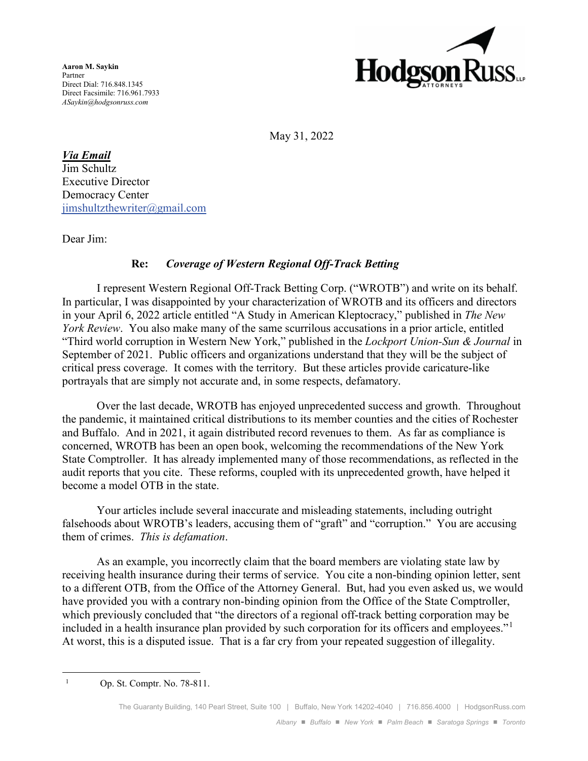**Aaron M. Saykin**
Partner
Direct Dial: 716.848.1345
Direct Facsimile: 716.961.7933
*ASaykin@hodgsonruss.com*

HodgsonRuss LLP ATTORNEYS

May 31, 2022

***Via Email***
Jim Schultz
Executive Director
Democracy Center
jimshultzthewriter@gmail.com

Dear Jim:

**Re:** ***Coverage of Western Regional Off-Track Betting***

I represent Western Regional Off-Track Betting Corp. ("WROTB") and write on its behalf. In particular, I was disappointed by your characterization of WROTB and its officers and directors in your April 6, 2022 article entitled "A Study in American Kleptocracy," published in *The New York Review*. You also make many of the same scurrilous accusations in a prior article, entitled "Third world corruption in Western New York," published in the *Lockport Union-Sun & Journal* in September of 2021. Public officers and organizations understand that they will be the subject of critical press coverage. It comes with the territory. But these articles provide caricature-like portrayals that are simply not accurate and, in some respects, defamatory.

Over the last decade, WROTB has enjoyed unprecedented success and growth. Throughout the pandemic, it maintained critical distributions to its member counties and the cities of Rochester and Buffalo. And in 2021, it again distributed record revenues to them. As far as compliance is concerned, WROTB has been an open book, welcoming the recommendations of the New York State Comptroller. It has already implemented many of those recommendations, as reflected in the audit reports that you cite. These reforms, coupled with its unprecedented growth, have helped it become a model OTB in the state.

Your articles include several inaccurate and misleading statements, including outright falsehoods about WROTB's leaders, accusing them of "graft" and "corruption." You are accusing them of crimes. *This is defamation*.

As an example, you incorrectly claim that the board members are violating state law by receiving health insurance during their terms of service. You cite a non-binding opinion letter, sent to a different OTB, from the Office of the Attorney General. But, had you even asked us, we would have provided you with a contrary non-binding opinion from the Office of the State Comptroller, which previously concluded that "the directors of a regional off-track betting corporation may be included in a health insurance plan provided by such corporation for its officers and employees."[1] At worst, this is a disputed issue. That is a far cry from your repeated suggestion of illegality.

---

[1] Op. St. Comptr. No. 78-811.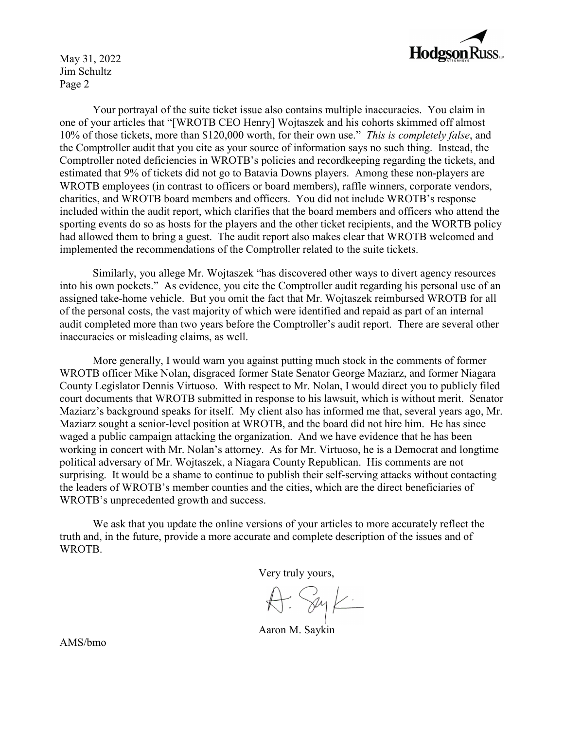Your portrayal of the suite ticket issue also contains multiple inaccuracies. You claim in one of your articles that "[WROTB CEO Henry] Wojtaszek and his cohorts skimmed off almost 10% of those tickets, more than $120,000 worth, for their own use." *This is completely false*, and the Comptroller audit that you cite as your source of information says no such thing. Instead, the Comptroller noted deficiencies in WROTB's policies and recordkeeping regarding the tickets, and estimated that 9% of tickets did not go to Batavia Downs players. Among these non-players are WROTB employees (in contrast to officers or board members), raffle winners, corporate vendors, charities, and WROTB board members and officers. You did not include WROTB's response included within the audit report, which clarifies that the board members and officers who attend the sporting events do so as hosts for the players and the other ticket recipients, and the WORTB policy had allowed them to bring a guest. The audit report also makes clear that WROTB welcomed and implemented the recommendations of the Comptroller related to the suite tickets.

Similarly, you allege Mr. Wojtaszek "has discovered other ways to divert agency resources into his own pockets." As evidence, you cite the Comptroller audit regarding his personal use of an assigned take-home vehicle. But you omit the fact that Mr. Wojtaszek reimbursed WROTB for all of the personal costs, the vast majority of which were identified and repaid as part of an internal audit completed more than two years before the Comptroller's audit report. There are several other inaccuracies or misleading claims, as well.

More generally, I would warn you against putting much stock in the comments of former WROTB officer Mike Nolan, disgraced former State Senator George Maziarz, and former Niagara County Legislator Dennis Virtuoso. With respect to Mr. Nolan, I would direct you to publicly filed court documents that WROTB submitted in response to his lawsuit, which is without merit. Senator Maziarz's background speaks for itself. My client also has informed me that, several years ago, Mr. Maziarz sought a senior-level position at WROTB, and the board did not hire him. He has since waged a public campaign attacking the organization. And we have evidence that he has been working in concert with Mr. Nolan's attorney. As for Mr. Virtuoso, he is a Democrat and longtime political adversary of Mr. Wojtaszek, a Niagara County Republican. His comments are not surprising. It would be a shame to continue to publish their self-serving attacks without contacting the leaders of WROTB's member counties and the cities, which are the direct beneficiaries of WROTB's unprecedented growth and success.

We ask that you update the online versions of your articles to more accurately reflect the truth and, in the future, provide a more accurate and complete description of the issues and of WROTB.

Very truly yours,

Aaron M. Saykin

AMS/bmo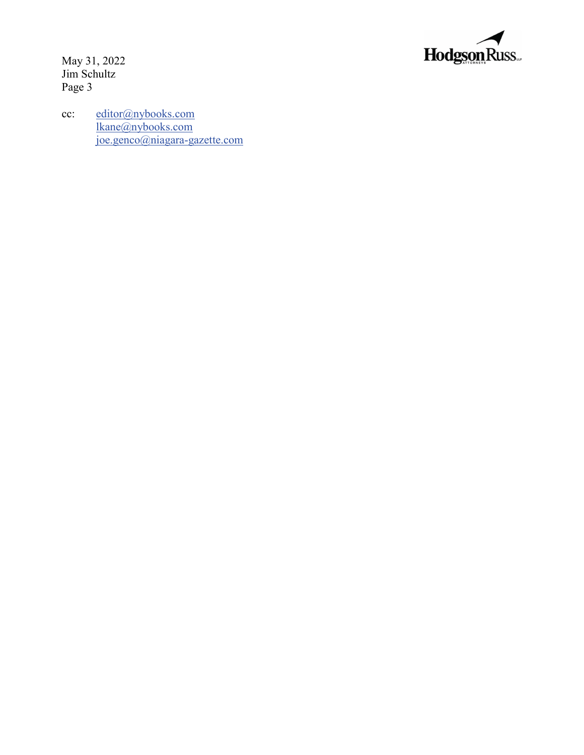cc: editor@nybooks.com
lkane@nybooks.com
joe.genco@niagara-gazette.com